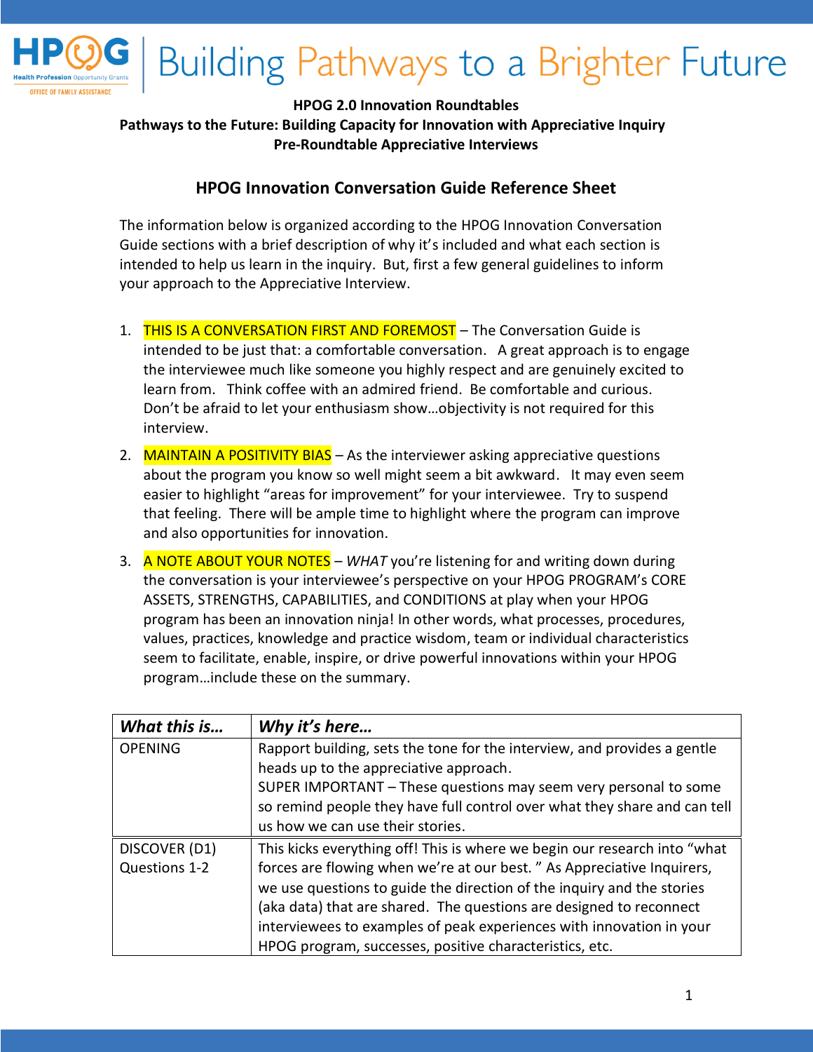Building Pathways to a Brighter Future

**HPOG 2.0 Innovation Roundtables**
**Pathways to the Future: Building Capacity for Innovation with Appreciative Inquiry**
**Pre-Roundtable Appreciative Interviews**

## HPOG Innovation Conversation Guide Reference Sheet

The information below is organized according to the HPOG Innovation Conversation Guide sections with a brief description of why it's included and what each section is intended to help us learn in the inquiry. But, first a few general guidelines to inform your approach to the Appreciative Interview.

1. THIS IS A CONVERSATION FIRST AND FOREMOST – The Conversation Guide is intended to be just that: a comfortable conversation. A great approach is to engage the interviewee much like someone you highly respect and are genuinely excited to learn from. Think coffee with an admired friend. Be comfortable and curious. Don't be afraid to let your enthusiasm show…objectivity is not required for this interview.
2. MAINTAIN A POSITIVITY BIAS – As the interviewer asking appreciative questions about the program you know so well might seem a bit awkward. It may even seem easier to highlight "areas for improvement" for your interviewee. Try to suspend that feeling. There will be ample time to highlight where the program can improve and also opportunities for innovation.
3. A NOTE ABOUT YOUR NOTES – *WHAT* you're listening for and writing down during the conversation is your interviewee's perspective on your HPOG PROGRAM's CORE ASSETS, STRENGTHS, CAPABILITIES, and CONDITIONS at play when your HPOG program has been an innovation ninja! In other words, what processes, procedures, values, practices, knowledge and practice wisdom, team or individual characteristics seem to facilitate, enable, inspire, or drive powerful innovations within your HPOG program…include these on the summary.

| ***What this is…*** | ***Why it's here…*** |
|---|---|
| OPENING | Rapport building, sets the tone for the interview, and provides a gentle heads up to the appreciative approach.<br>SUPER IMPORTANT – These questions may seem very personal to some so remind people they have full control over what they share and can tell us how we can use their stories. |
| DISCOVER (D1)<br>Questions 1-2 | This kicks everything off! This is where we begin our research into "what forces are flowing when we're at our best." As Appreciative Inquirers, we use questions to guide the direction of the inquiry and the stories (aka data) that are shared. The questions are designed to reconnect interviewees to examples of peak experiences with innovation in your HPOG program, successes, positive characteristics, etc. |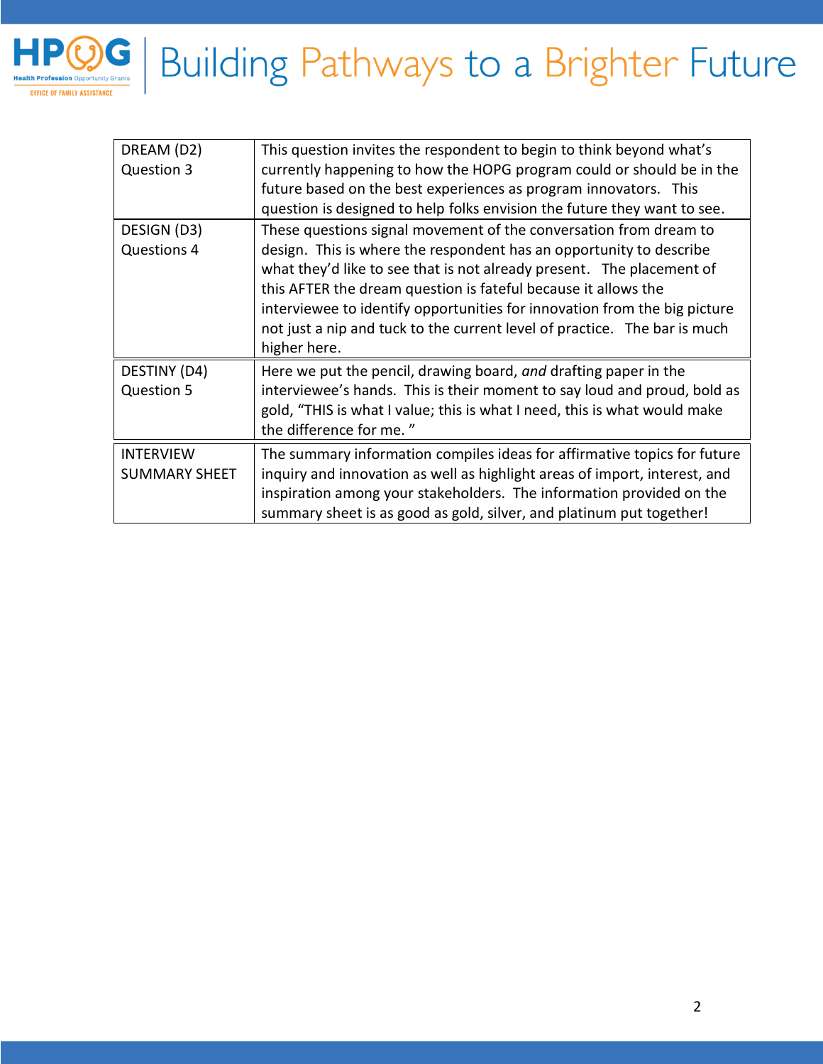| | |
|---|---|
| DREAM (D2) Question 3 | This question invites the respondent to begin to think beyond what's currently happening to how the HOPG program could or should be in the future based on the best experiences as program innovators. This question is designed to help folks envision the future they want to see. |
| DESIGN (D3) Questions 4 | These questions signal movement of the conversation from dream to design. This is where the respondent has an opportunity to describe what they'd like to see that is not already present. The placement of this AFTER the dream question is fateful because it allows the interviewee to identify opportunities for innovation from the big picture not just a nip and tuck to the current level of practice. The bar is much higher here. |
| DESTINY (D4) Question 5 | Here we put the pencil, drawing board, *and* drafting paper in the interviewee's hands. This is their moment to say loud and proud, bold as gold, "THIS is what I value; this is what I need, this is what would make the difference for me. " |
| INTERVIEW SUMMARY SHEET | The summary information compiles ideas for affirmative topics for future inquiry and innovation as well as highlight areas of import, interest, and inspiration among your stakeholders. The information provided on the summary sheet is as good as gold, silver, and platinum put together! |